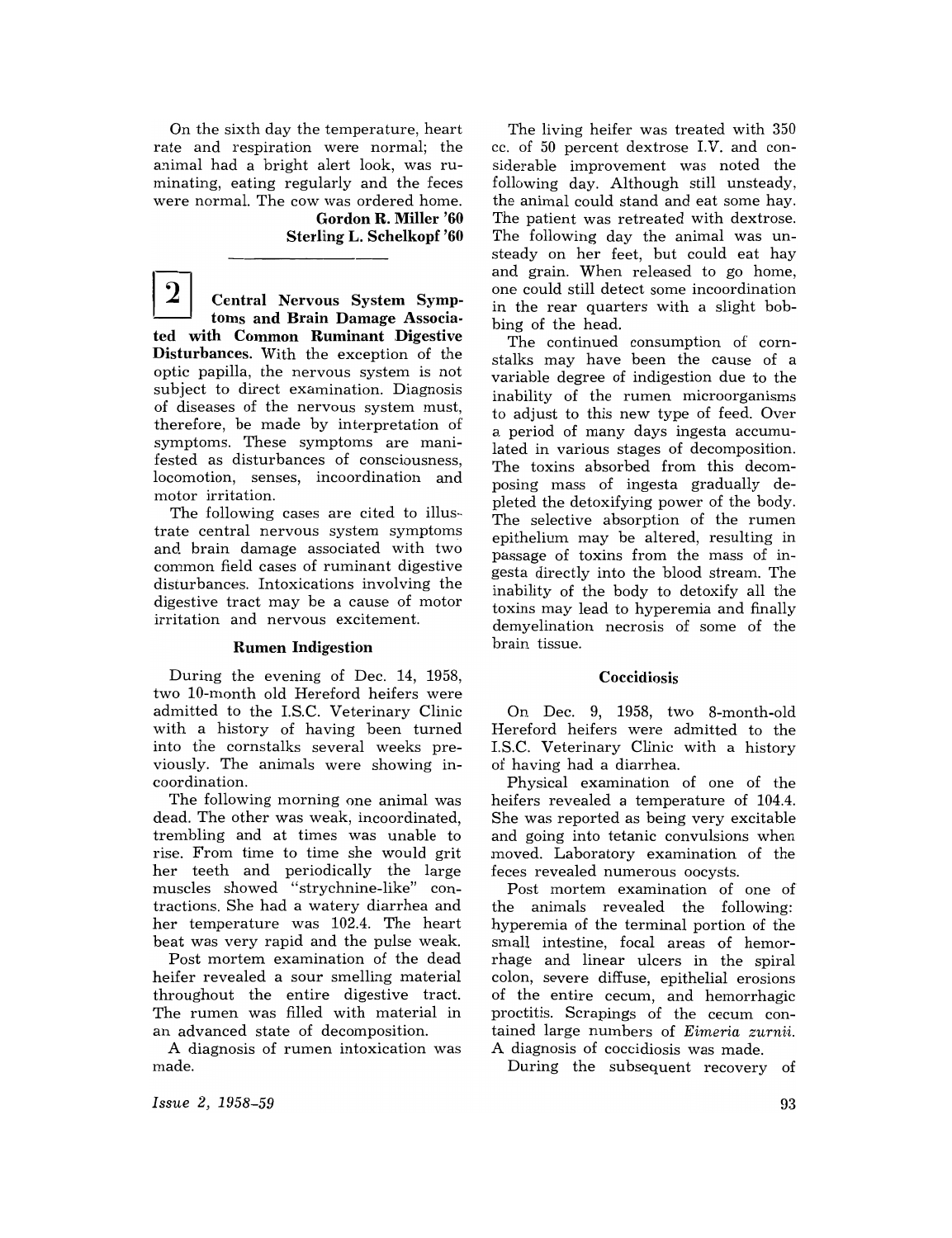On the sixth day the temperature, heart rate and respiration were normal; the animal had a bright alert look, was ruminating, eating regularly and the feces were normal. The cow was ordered home.

**Gordon R. Miller '60**
**Sterling L. Schelkopf '60**

---

**2** **Central Nervous System Symptoms and Brain Damage Associated with Common Ruminant Digestive Disturbances.** With the exception of the optic papilla, the nervous system is not subject to direct examination. Diagnosis of diseases of the nervous system must, therefore, be made by interpretation of symptoms. These symptoms are manifested as disturbances of consciousness, locomotion, senses, incoordination and motor irritation.

The following cases are cited to illustrate central nervous system symptoms and brain damage associated with two common field cases of ruminant digestive disturbances. Intoxications involving the digestive tract may be a cause of motor irritation and nervous excitement.

### Rumen Indigestion

During the evening of Dec. 14, 1958, two 10-month old Hereford heifers were admitted to the I.S.C. Veterinary Clinic with a history of having been turned into the cornstalks several weeks previously. The animals were showing incoordination.

The following morning one animal was dead. The other was weak, incoordinated, trembling and at times was unable to rise. From time to time she would grit her teeth and periodically the large muscles showed "strychnine-like" contractions. She had a watery diarrhea and her temperature was 102.4. The heart beat was very rapid and the pulse weak.

Post mortem examination of the dead heifer revealed a sour smelling material throughout the entire digestive tract. The rumen was filled with material in an advanced state of decomposition.

A diagnosis of rumen intoxication was made.

The living heifer was treated with 350 cc. of 50 percent dextrose I.V. and considerable improvement was noted the following day. Although still unsteady, the animal could stand and eat some hay. The patient was retreated with dextrose. The following day the animal was unsteady on her feet, but could eat hay and grain. When released to go home, one could still detect some incoordination in the rear quarters with a slight bobbing of the head.

The continued consumption of cornstalks may have been the cause of a variable degree of indigestion due to the inability of the rumen microorganisms to adjust to this new type of feed. Over a period of many days ingesta accumulated in various stages of decomposition. The toxins absorbed from this decomposing mass of ingesta gradually depleted the detoxifying power of the body. The selective absorption of the rumen epithelium may be altered, resulting in passage of toxins from the mass of ingesta directly into the blood stream. The inability of the body to detoxify all the toxins may lead to hyperemia and finally demyelination necrosis of some of the brain tissue.

### Coccidiosis

On Dec. 9, 1958, two 8-month-old Hereford heifers were admitted to the I.S.C. Veterinary Clinic with a history of having had a diarrhea.

Physical examination of one of the heifers revealed a temperature of 104.4. She was reported as being very excitable and going into tetanic convulsions when moved. Laboratory examination of the feces revealed numerous oocysts.

Post mortem examination of one of the animals revealed the following: hyperemia of the terminal portion of the small intestine, focal areas of hemorrhage and linear ulcers in the spiral colon, severe diffuse, epithelial erosions of the entire cecum, and hemorrhagic proctitis. Scrapings of the cecum contained large numbers of *Eimeria zurnii*. A diagnosis of coccidiosis was made.

During the subsequent recovery of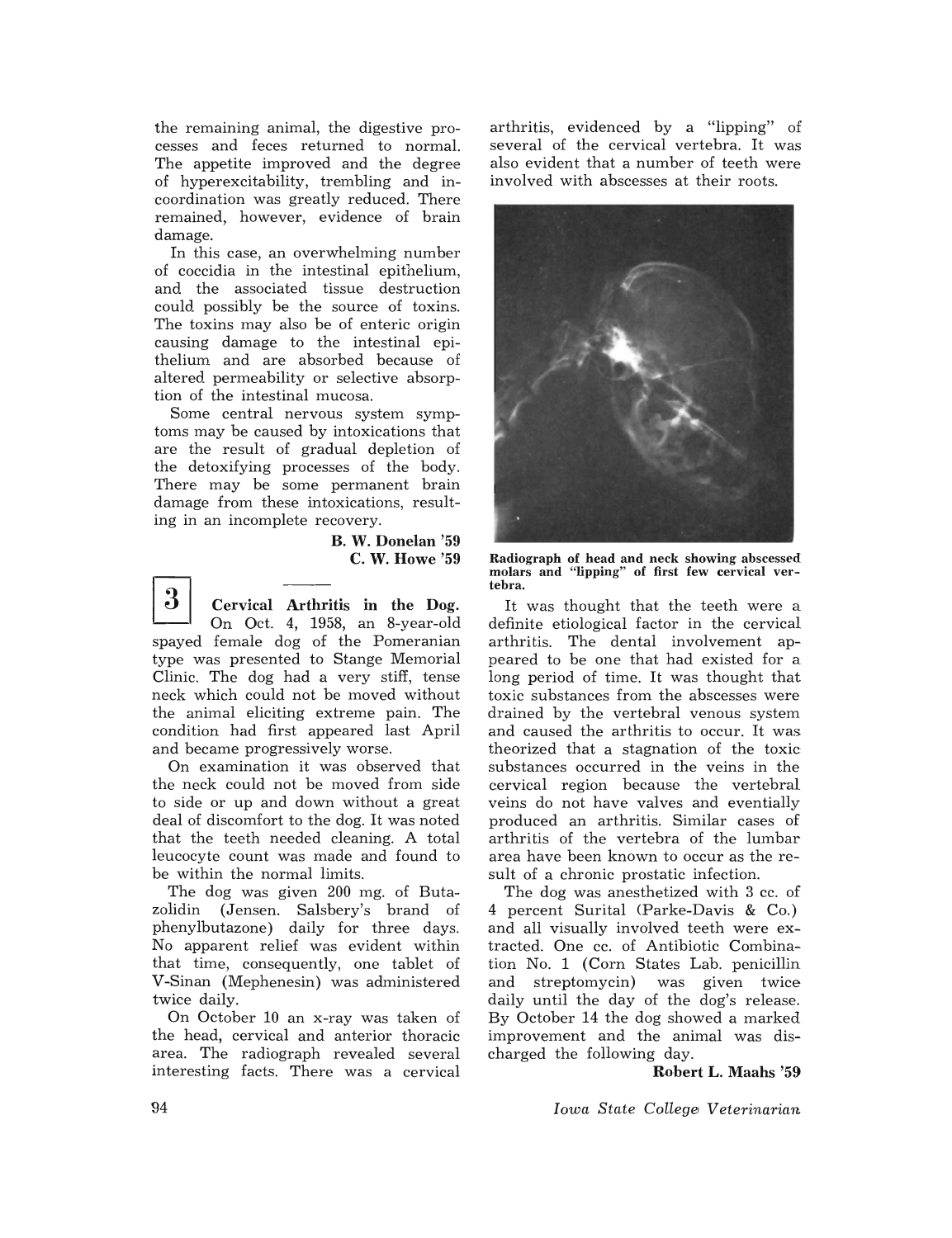the remaining animal, the digestive processes and feces returned to normal. The appetite improved and the degree of hyperexcitability, trembling and incoordination was greatly reduced. There remained, however, evidence of brain damage.

In this case, an overwhelming number of coccidia in the intestinal epithelium, and the associated tissue destruction could possibly be the source of toxins. The toxins may also be of enteric origin causing damage to the intestinal epithelium and are absorbed because of altered permeability or selective absorption of the intestinal mucosa.

Some central nervous system symptoms may be caused by intoxications that are the result of gradual depletion of the detoxifying processes of the body. There may be some permanent brain damage from these intoxications, resulting in an incomplete recovery.

**B. W. Donelan '59**
**C. W. Howe '59**

---

**3** **Cervical Arthritis in the Dog.** On Oct. 4, 1958, an 8-year-old spayed female dog of the Pomeranian type was presented to Stange Memorial Clinic. The dog had a very stiff, tense neck which could not be moved without the animal eliciting extreme pain. The condition had first appeared last April and became progressively worse.

On examination it was observed that the neck could not be moved from side to side or up and down without a great deal of discomfort to the dog. It was noted that the teeth needed cleaning. A total leucocyte count was made and found to be within the normal limits.

The dog was given 200 mg. of Butazolidin (Jensen. Salsbery's brand of phenylbutazone) daily for three days. No apparent relief was evident within that time, consequently, one tablet of V-Sinan (Mephenesin) was administered twice daily.

On October 10 an x-ray was taken of the head, cervical and anterior thoracic area. The radiograph revealed several interesting facts. There was a cervical arthritis, evidenced by a "lipping" of several of the cervical vertebra. It was also evident that a number of teeth were involved with abscesses at their roots.

**Radiograph of head and neck showing abscessed molars and "lipping" of first few cervical vertebra.**

It was thought that the teeth were a definite etiological factor in the cervical arthritis. The dental involvement appeared to be one that had existed for a long period of time. It was thought that toxic substances from the abscesses were drained by the vertebral venous system and caused the arthritis to occur. It was theorized that a stagnation of the toxic substances occurred in the veins in the cervical region because the vertebral veins do not have valves and eventially produced an arthritis. Similar cases of arthritis of the vertebra of the lumbar area have been known to occur as the result of a chronic prostatic infection.

The dog was anesthetized with 3 cc. of 4 percent Surital (Parke-Davis & Co.) and all visually involved teeth were extracted. One cc. of Antibiotic Combination No. 1 (Corn States Lab. penicillin and streptomycin) was given twice daily until the day of the dog's release. By October 14 the dog showed a marked improvement and the animal was discharged the following day.

**Robert L. Maahs '59**